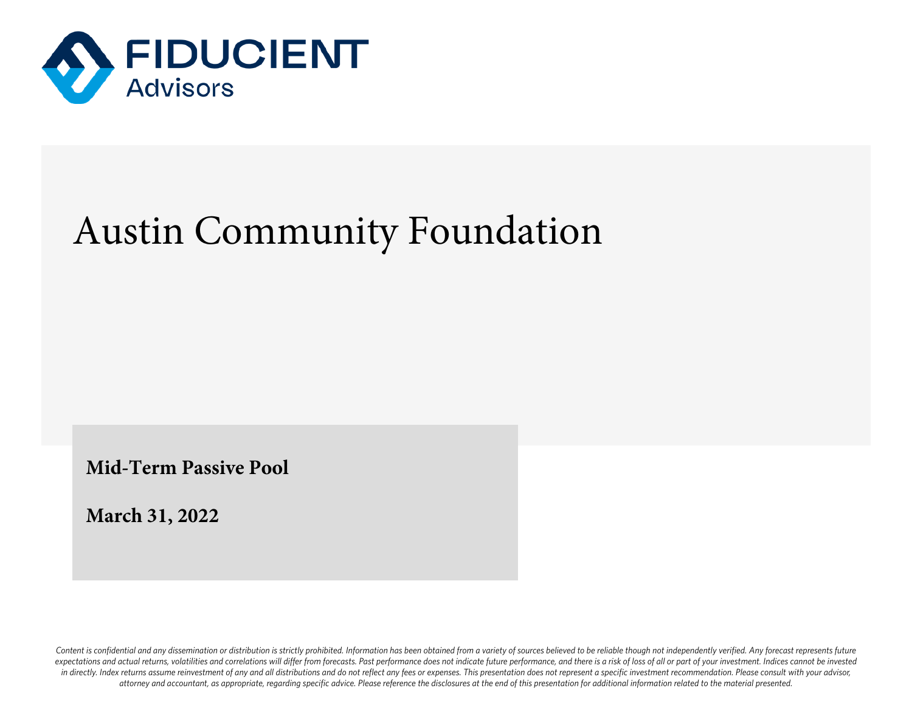FIDUCIENT
Advisors

# Austin Community Foundation

**Mid-Term Passive Pool**

**March 31, 2022**

*Content is confidential and any dissemination or distribution is strictly prohibited. Information has been obtained from a variety of sources believed to be reliable though not independently verified. Any forecast represents future expectations and actual returns, volatilities and correlations will differ from forecasts. Past performance does not indicate future performance, and there is a risk of loss of all or part of your investment. Indices cannot be invested in directly. Index returns assume reinvestment of any and all distributions and do not reflect any fees or expenses. This presentation does not represent a specific investment recommendation. Please consult with your advisor, attorney and accountant, as appropriate, regarding specific advice. Please reference the disclosures at the end of this presentation for additional information related to the material presented.*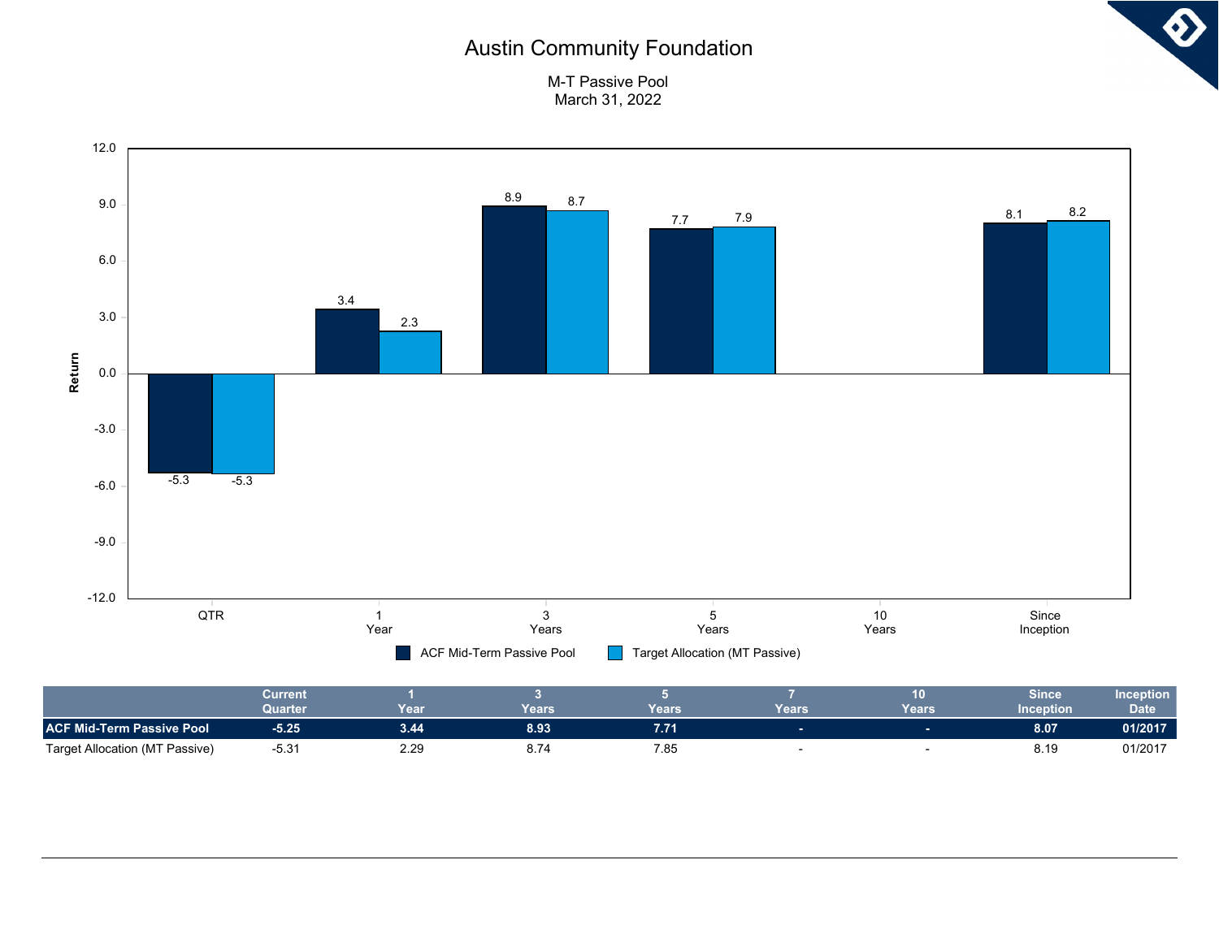# Austin Community Foundation

M-T Passive Pool
March 31, 2022

| | Current Quarter | 1 Year | 3 Years | 5 Years | 7 Years | 10 Years | Since Inception | Inception Date |
|---|---|---|---|---|---|---|---|---|
| **ACF Mid-Term Passive Pool** | **-5.25** | **3.44** | **8.93** | **7.71** | **-** | **-** | **8.07** | **01/2017** |
| Target Allocation (MT Passive) | -5.31 | 2.29 | 8.74 | 7.85 | - | - | 8.19 | 01/2017 |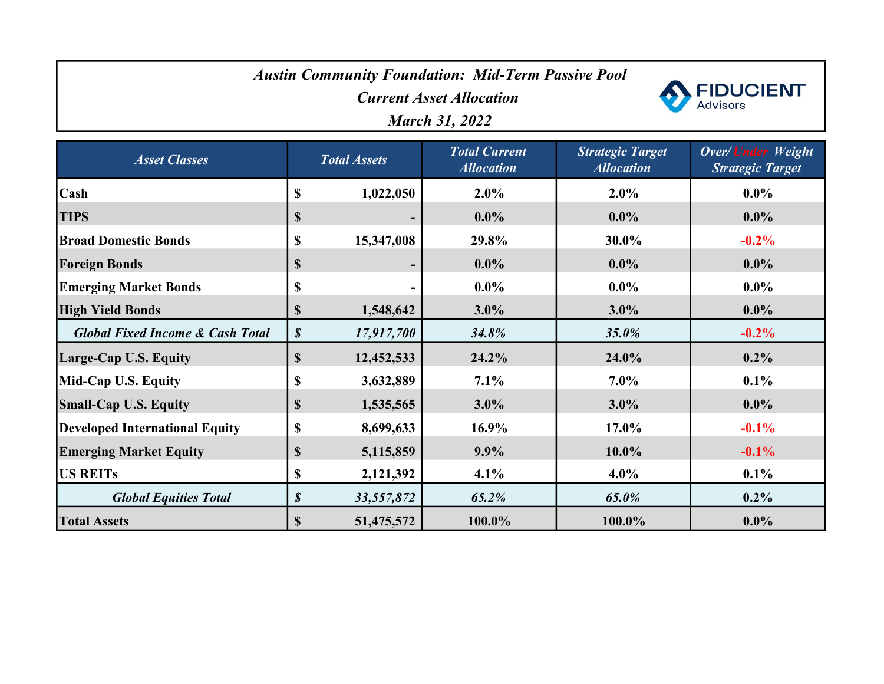# *Austin Community Foundation: Mid-Term Passive Pool*

## *Current Asset Allocation*

## *March 31, 2022*

FIDUCIENT Advisors

| *Asset Classes* | *Total Assets* | *Total Current Allocation* | *Strategic Target Allocation* | *Over/ Under Weight Strategic Target* |
|---|---|---|---|---|
| **Cash** | **$ 1,022,050** | **2.0%** | **2.0%** | **0.0%** |
| **TIPS** | **$ -** | **0.0%** | **0.0%** | **0.0%** |
| **Broad Domestic Bonds** | **$ 15,347,008** | **29.8%** | **30.0%** | **-0.2%** |
| **Foreign Bonds** | **$ -** | **0.0%** | **0.0%** | **0.0%** |
| **Emerging Market Bonds** | **$ -** | **0.0%** | **0.0%** | **0.0%** |
| **High Yield Bonds** | **$ 1,548,642** | **3.0%** | **3.0%** | **0.0%** |
| ***Global Fixed Income & Cash Total*** | ***$ 17,917,700*** | ***34.8%*** | ***35.0%*** | ***-0.2%*** |
| **Large-Cap U.S. Equity** | **$ 12,452,533** | **24.2%** | **24.0%** | **0.2%** |
| **Mid-Cap U.S. Equity** | **$ 3,632,889** | **7.1%** | **7.0%** | **0.1%** |
| **Small-Cap U.S. Equity** | **$ 1,535,565** | **3.0%** | **3.0%** | **0.0%** |
| **Developed International Equity** | **$ 8,699,633** | **16.9%** | **17.0%** | **-0.1%** |
| **Emerging Market Equity** | **$ 5,115,859** | **9.9%** | **10.0%** | **-0.1%** |
| **US REITs** | **$ 2,121,392** | **4.1%** | **4.0%** | **0.1%** |
| ***Global Equities Total*** | ***$ 33,557,872*** | ***65.2%*** | ***65.0%*** | **0.2%** |
| **Total Assets** | **$ 51,475,572** | **100.0%** | **100.0%** | **0.0%** |